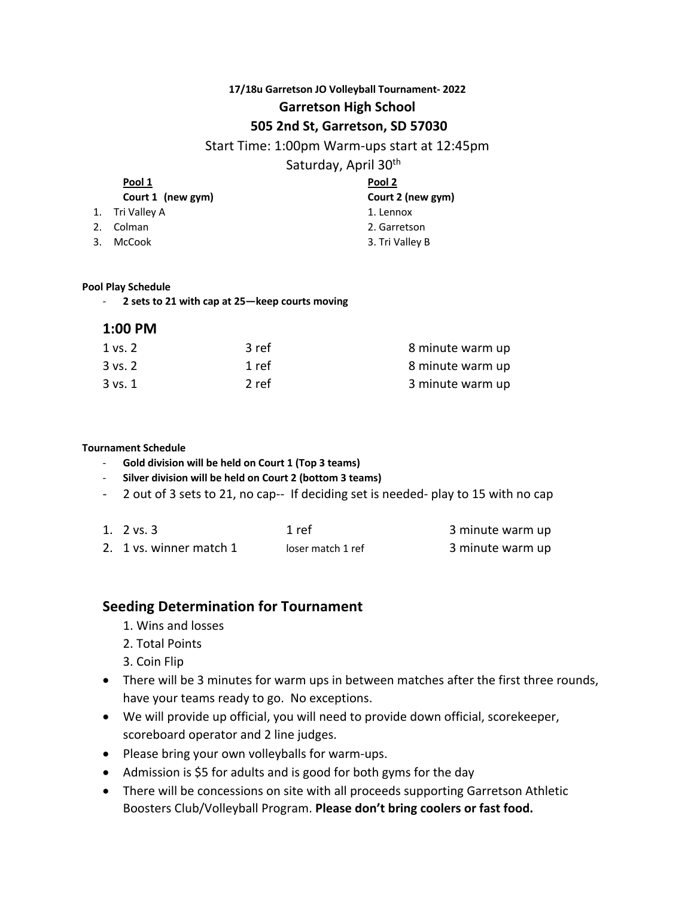**17/18u Garretson JO Volleyball Tournament- 2022**

## Garretson High School

## 505 2nd St, Garretson, SD 57030

Start Time: 1:00pm Warm-ups start at 12:45pm

Saturday, April 30th

| **Pool 1** | **Pool 2** |
|---|---|
| **Court 1 (new gym)** | **Court 2 (new gym)** |
| 1. Tri Valley A | 1. Lennox |
| 2. Colman | 2. Garretson |
| 3. McCook | 3. Tri Valley B |

**Pool Play Schedule**

- **2 sets to 21 with cap at 25—keep courts moving**

### 1:00 PM

| | | |
|---|---|---|
| 1 vs. 2 | 3 ref | 8 minute warm up |
| 3 vs. 2 | 1 ref | 8 minute warm up |
| 3 vs. 1 | 2 ref | 3 minute warm up |

**Tournament Schedule**

- **Gold division will be held on Court 1 (Top 3 teams)**
- **Silver division will be held on Court 2 (bottom 3 teams)**
- 2 out of 3 sets to 21, no cap-- If deciding set is needed- play to 15 with no cap

| | | |
|---|---|---|
| 1. 2 vs. 3 | 1 ref | 3 minute warm up |
| 2. 1 vs. winner match 1 | loser match 1 ref | 3 minute warm up |

## Seeding Determination for Tournament

1. Wins and losses
2. Total Points
3. Coin Flip

- There will be 3 minutes for warm ups in between matches after the first three rounds, have your teams ready to go. No exceptions.
- We will provide up official, you will need to provide down official, scorekeeper, scoreboard operator and 2 line judges.
- Please bring your own volleyballs for warm-ups.
- Admission is $5 for adults and is good for both gyms for the day
- There will be concessions on site with all proceeds supporting Garretson Athletic Boosters Club/Volleyball Program. **Please don't bring coolers or fast food.**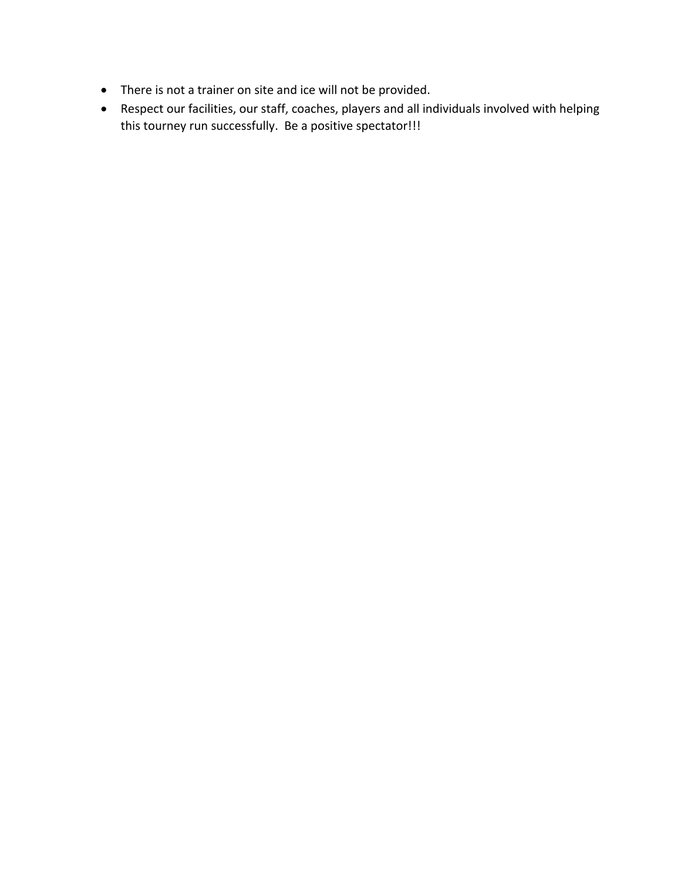- There is not a trainer on site and ice will not be provided.
- Respect our facilities, our staff, coaches, players and all individuals involved with helping this tourney run successfully.  Be a positive spectator!!!